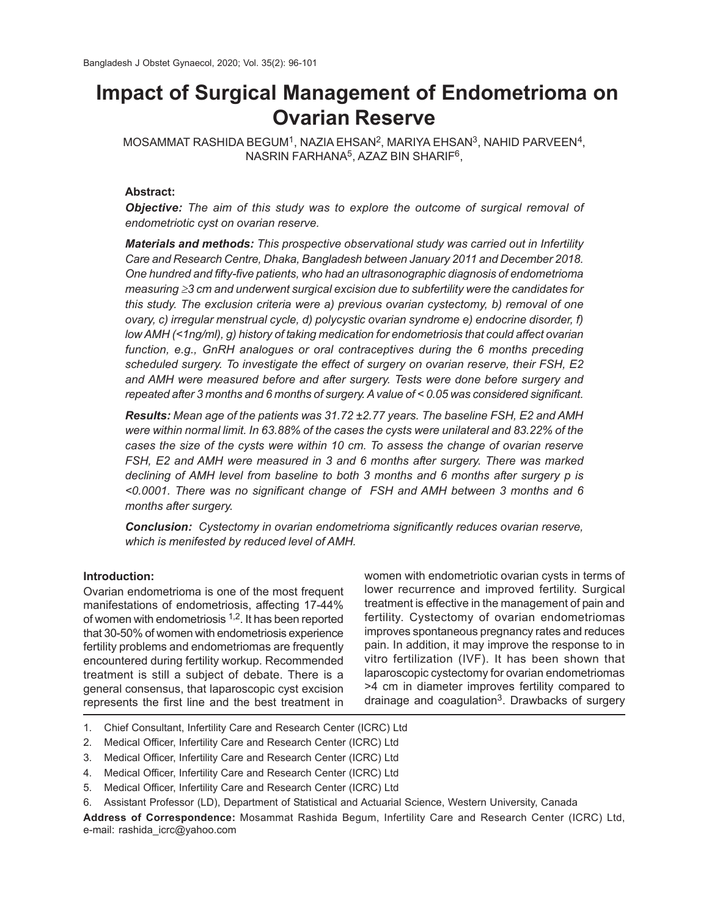# Impact of Surgical Management of Endometrioma on Ovarian Reserve

MOSAMMAT RASHIDA BEGUM[1], NAZIA EHSAN[2], MARIYA EHSAN[3], NAHID PARVEEN[4], NASRIN FARHANA[5], AZAZ BIN SHARIF[6],

**Abstract:**

***Objective:*** *The aim of this study was to explore the outcome of surgical removal of endometriotic cyst on ovarian reserve.*

***Materials and methods:*** *This prospective observational study was carried out in Infertility Care and Research Centre, Dhaka, Bangladesh between January 2011 and December 2018. One hundred and fifty-five patients, who had an ultrasonographic diagnosis of endometrioma measuring ≥3 cm and underwent surgical excision due to subfertility were the candidates for this study. The exclusion criteria were a) previous ovarian cystectomy, b) removal of one ovary, c) irregular menstrual cycle, d) polycystic ovarian syndrome e) endocrine disorder, f) low AMH (<1ng/ml), g) history of taking medication for endometriosis that could affect ovarian function, e.g., GnRH analogues or oral contraceptives during the 6 months preceding scheduled surgery. To investigate the effect of surgery on ovarian reserve, their FSH, E2 and AMH were measured before and after surgery. Tests were done before surgery and repeated after 3 months and 6 months of surgery. A value of < 0.05 was considered significant.*

***Results:*** *Mean age of the patients was 31.72 ±2.77 years. The baseline FSH, E2 and AMH were within normal limit. In 63.88% of the cases the cysts were unilateral and 83.22% of the cases the size of the cysts were within 10 cm. To assess the change of ovarian reserve FSH, E2 and AMH were measured in 3 and 6 months after surgery. There was marked declining of AMH level from baseline to both 3 months and 6 months after surgery p is <0.0001. There was no significant change of FSH and AMH between 3 months and 6 months after surgery.*

***Conclusion:*** *Cystectomy in ovarian endometrioma significantly reduces ovarian reserve, which is menifested by reduced level of AMH.*

**Introduction:**

Ovarian endometrioma is one of the most frequent manifestations of endometriosis, affecting 17-44% of women with endometriosis [1,2]. It has been reported that 30-50% of women with endometriosis experience fertility problems and endometriomas are frequently encountered during fertility workup. Recommended treatment is still a subject of debate. There is a general consensus, that laparoscopic cyst excision represents the first line and the best treatment in women with endometriotic ovarian cysts in terms of lower recurrence and improved fertility. Surgical treatment is effective in the management of pain and fertility. Cystectomy of ovarian endometriomas improves spontaneous pregnancy rates and reduces pain. In addition, it may improve the response to in vitro fertilization (IVF). It has been shown that laparoscopic cystectomy for ovarian endometriomas >4 cm in diameter improves fertility compared to drainage and coagulation[3]. Drawbacks of surgery

1. Chief Consultant, Infertility Care and Research Center (ICRC) Ltd
2. Medical Officer, Infertility Care and Research Center (ICRC) Ltd
3. Medical Officer, Infertility Care and Research Center (ICRC) Ltd
4. Medical Officer, Infertility Care and Research Center (ICRC) Ltd
5. Medical Officer, Infertility Care and Research Center (ICRC) Ltd
6. Assistant Professor (LD), Department of Statistical and Actuarial Science, Western University, Canada

**Address of Correspondence:** Mosammat Rashida Begum, Infertility Care and Research Center (ICRC) Ltd, e-mail: rashida_icrc@yahoo.com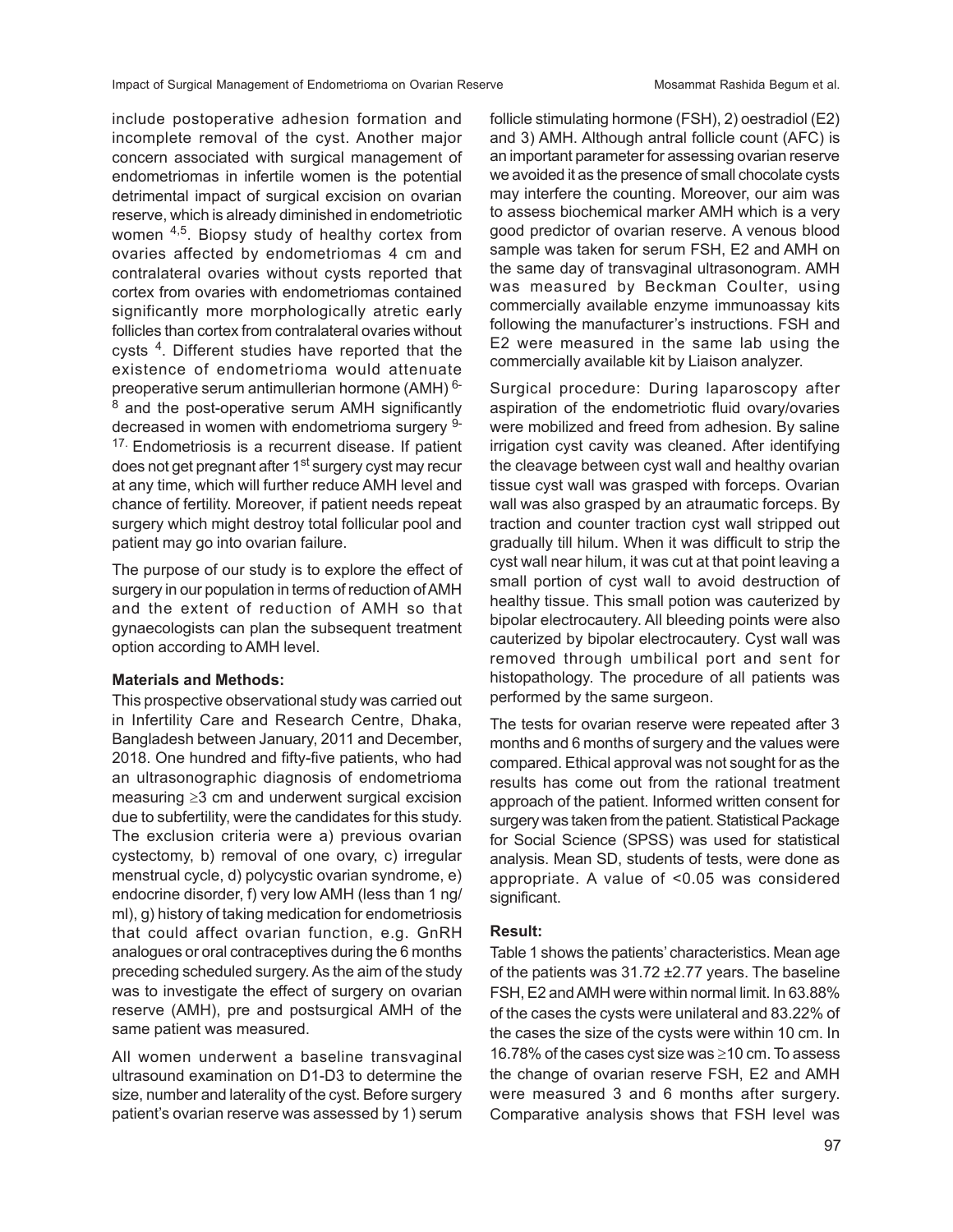include postoperative adhesion formation and incomplete removal of the cyst. Another major concern associated with surgical management of endometriomas in infertile women is the potential detrimental impact of surgical excision on ovarian reserve, which is already diminished in endometriotic women [4,5]. Biopsy study of healthy cortex from ovaries affected by endometriomas 4 cm and contralateral ovaries without cysts reported that cortex from ovaries with endometriomas contained significantly more morphologically atretic early follicles than cortex from contralateral ovaries without cysts [4]. Different studies have reported that the existence of endometrioma would attenuate preoperative serum antimullerian hormone (AMH) [6-8] and the post-operative serum AMH significantly decreased in women with endometrioma surgery [9-17]. Endometriosis is a recurrent disease. If patient does not get pregnant after 1st surgery cyst may recur at any time, which will further reduce AMH level and chance of fertility. Moreover, if patient needs repeat surgery which might destroy total follicular pool and patient may go into ovarian failure.

The purpose of our study is to explore the effect of surgery in our population in terms of reduction of AMH and the extent of reduction of AMH so that gynaecologists can plan the subsequent treatment option according to AMH level.

### Materials and Methods:

This prospective observational study was carried out in Infertility Care and Research Centre, Dhaka, Bangladesh between January, 2011 and December, 2018. One hundred and fifty-five patients, who had an ultrasonographic diagnosis of endometrioma measuring ≥3 cm and underwent surgical excision due to subfertility, were the candidates for this study. The exclusion criteria were a) previous ovarian cystectomy, b) removal of one ovary, c) irregular menstrual cycle, d) polycystic ovarian syndrome, e) endocrine disorder, f) very low AMH (less than 1 ng/ml), g) history of taking medication for endometriosis that could affect ovarian function, e.g. GnRH analogues or oral contraceptives during the 6 months preceding scheduled surgery. As the aim of the study was to investigate the effect of surgery on ovarian reserve (AMH), pre and postsurgical AMH of the same patient was measured.

All women underwent a baseline transvaginal ultrasound examination on D1-D3 to determine the size, number and laterality of the cyst. Before surgery patient's ovarian reserve was assessed by 1) serum follicle stimulating hormone (FSH), 2) oestradiol (E2) and 3) AMH. Although antral follicle count (AFC) is an important parameter for assessing ovarian reserve we avoided it as the presence of small chocolate cysts may interfere the counting. Moreover, our aim was to assess biochemical marker AMH which is a very good predictor of ovarian reserve. A venous blood sample was taken for serum FSH, E2 and AMH on the same day of transvaginal ultrasonogram. AMH was measured by Beckman Coulter, using commercially available enzyme immunoassay kits following the manufacturer's instructions. FSH and E2 were measured in the same lab using the commercially available kit by Liaison analyzer.

Surgical procedure: During laparoscopy after aspiration of the endometriotic fluid ovary/ovaries were mobilized and freed from adhesion. By saline irrigation cyst cavity was cleaned. After identifying the cleavage between cyst wall and healthy ovarian tissue cyst wall was grasped with forceps. Ovarian wall was also grasped by an atraumatic forceps. By traction and counter traction cyst wall stripped out gradually till hilum. When it was difficult to strip the cyst wall near hilum, it was cut at that point leaving a small portion of cyst wall to avoid destruction of healthy tissue. This small potion was cauterized by bipolar electrocautery. All bleeding points were also cauterized by bipolar electrocautery. Cyst wall was removed through umbilical port and sent for histopathology. The procedure of all patients was performed by the same surgeon.

The tests for ovarian reserve were repeated after 3 months and 6 months of surgery and the values were compared. Ethical approval was not sought for as the results has come out from the rational treatment approach of the patient. Informed written consent for surgery was taken from the patient. Statistical Package for Social Science (SPSS) was used for statistical analysis. Mean SD, students of tests, were done as appropriate. A value of <0.05 was considered significant.

### Result:

Table 1 shows the patients' characteristics. Mean age of the patients was 31.72 ±2.77 years. The baseline FSH, E2 and AMH were within normal limit. In 63.88% of the cases the cysts were unilateral and 83.22% of the cases the size of the cysts were within 10 cm. In 16.78% of the cases cyst size was ≥10 cm. To assess the change of ovarian reserve FSH, E2 and AMH were measured 3 and 6 months after surgery. Comparative analysis shows that FSH level was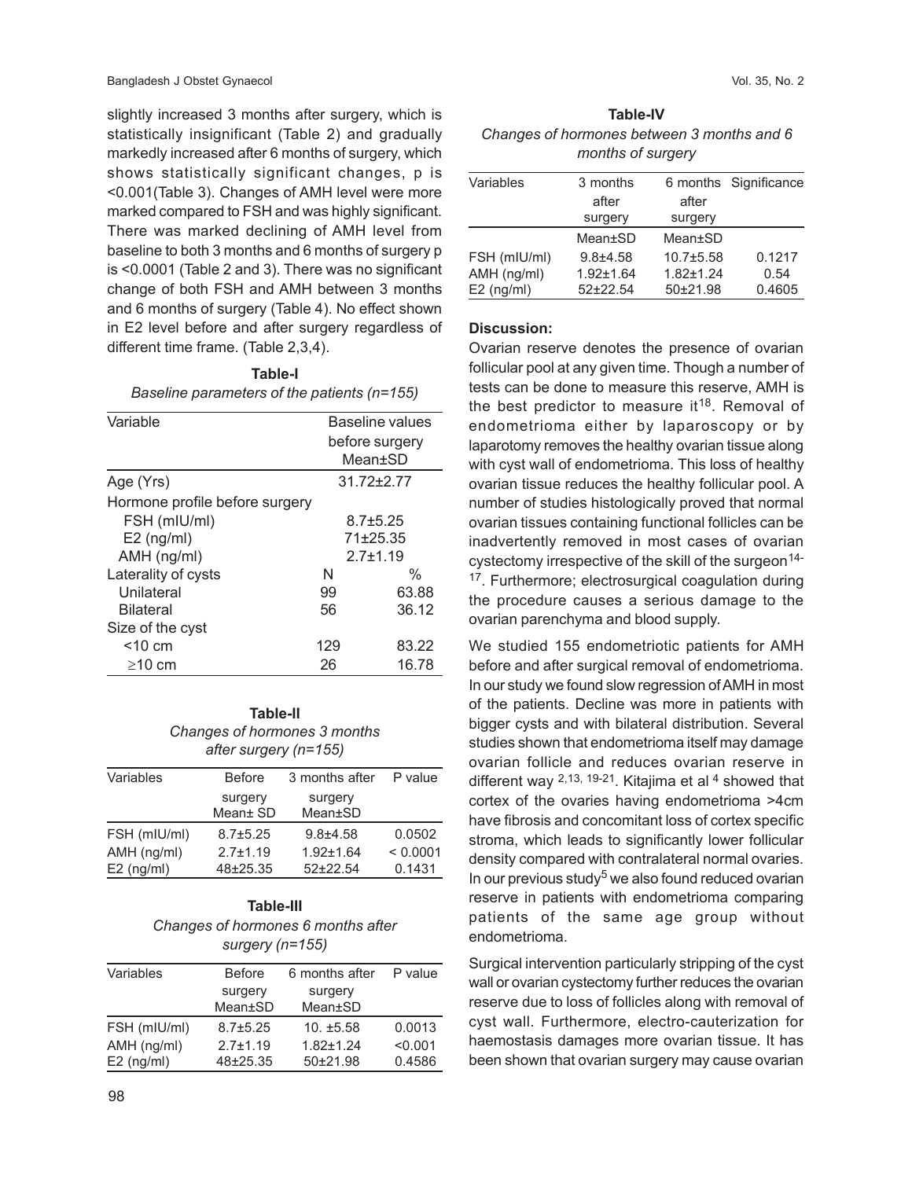slightly increased 3 months after surgery, which is statistically insignificant (Table 2) and gradually markedly increased after 6 months of surgery, which shows statistically significant changes, p is <0.001(Table 3). Changes of AMH level were more marked compared to FSH and was highly significant. There was marked declining of AMH level from baseline to both 3 months and 6 months of surgery p is <0.0001 (Table 2 and 3). There was no significant change of both FSH and AMH between 3 months and 6 months of surgery (Table 4). No effect shown in E2 level before and after surgery regardless of different time frame. (Table 2,3,4).

**Table-I**

*Baseline parameters of the patients (n=155)*

| Variable | Baseline values before surgery Mean±SD | |
|---|---|---|
| Age (Yrs) | 31.72±2.77 | |
| Hormone profile before surgery | | |
| FSH (mIU/ml) | 8.7±5.25 | |
| E2 (ng/ml) | 71±25.35 | |
| AMH (ng/ml) | 2.7±1.19 | |
| Laterality of cysts | N | % |
| Unilateral | 99 | 63.88 |
| Bilateral | 56 | 36.12 |
| Size of the cyst | | |
| <10 cm | 129 | 83.22 |
| ≥10 cm | 26 | 16.78 |

**Table-II**

*Changes of hormones 3 months after surgery (n=155)*

| Variables | Before surgery Mean± SD | 3 months after surgery Mean±SD | P value |
|---|---|---|---|
| FSH (mIU/ml) | 8.7±5.25 | 9.8±4.58 | 0.0502 |
| AMH (ng/ml) | 2.7±1.19 | 1.92±1.64 | < 0.0001 |
| E2 (ng/ml) | 48±25.35 | 52±22.54 | 0.1431 |

**Table-III**

*Changes of hormones 6 months after surgery (n=155)*

| Variables | Before surgery Mean±SD | 6 months after surgery Mean±SD | P value |
|---|---|---|---|
| FSH (mIU/ml) | 8.7±5.25 | 10. ±5.58 | 0.0013 |
| AMH (ng/ml) | 2.7±1.19 | 1.82±1.24 | <0.001 |
| E2 (ng/ml) | 48±25.35 | 50±21.98 | 0.4586 |

**Table-IV**

*Changes of hormones between 3 months and 6 months of surgery*

| Variables | 3 months after surgery | 6 months after surgery | Significance |
|---|---|---|---|
| | Mean±SD | Mean±SD | |
| FSH (mIU/ml) | 9.8±4.58 | 10.7±5.58 | 0.1217 |
| AMH (ng/ml) | 1.92±1.64 | 1.82±1.24 | 0.54 |
| E2 (ng/ml) | 52±22.54 | 50±21.98 | 0.4605 |

**Discussion:**

Ovarian reserve denotes the presence of ovarian follicular pool at any given time. Though a number of tests can be done to measure this reserve, AMH is the best predictor to measure it[18]. Removal of endometrioma either by laparoscopy or by laparotomy removes the healthy ovarian tissue along with cyst wall of endometrioma. This loss of healthy ovarian tissue reduces the healthy follicular pool. A number of studies histologically proved that normal ovarian tissues containing functional follicles can be inadvertently removed in most cases of ovarian cystectomy irrespective of the skill of the surgeon[14-17]. Furthermore; electrosurgical coagulation during the procedure causes a serious damage to the ovarian parenchyma and blood supply.

We studied 155 endometriotic patients for AMH before and after surgical removal of endometrioma. In our study we found slow regression of AMH in most of the patients. Decline was more in patients with bigger cysts and with bilateral distribution. Several studies shown that endometrioma itself may damage ovarian follicle and reduces ovarian reserve in different way [2,13, 19-21]. Kitajima et al [4] showed that cortex of the ovaries having endometrioma >4cm have fibrosis and concomitant loss of cortex specific stroma, which leads to significantly lower follicular density compared with contralateral normal ovaries. In our previous study[5] we also found reduced ovarian reserve in patients with endometrioma comparing patients of the same age group without endometrioma.

Surgical intervention particularly stripping of the cyst wall or ovarian cystectomy further reduces the ovarian reserve due to loss of follicles along with removal of cyst wall. Furthermore, electro-cauterization for haemostasis damages more ovarian tissue. It has been shown that ovarian surgery may cause ovarian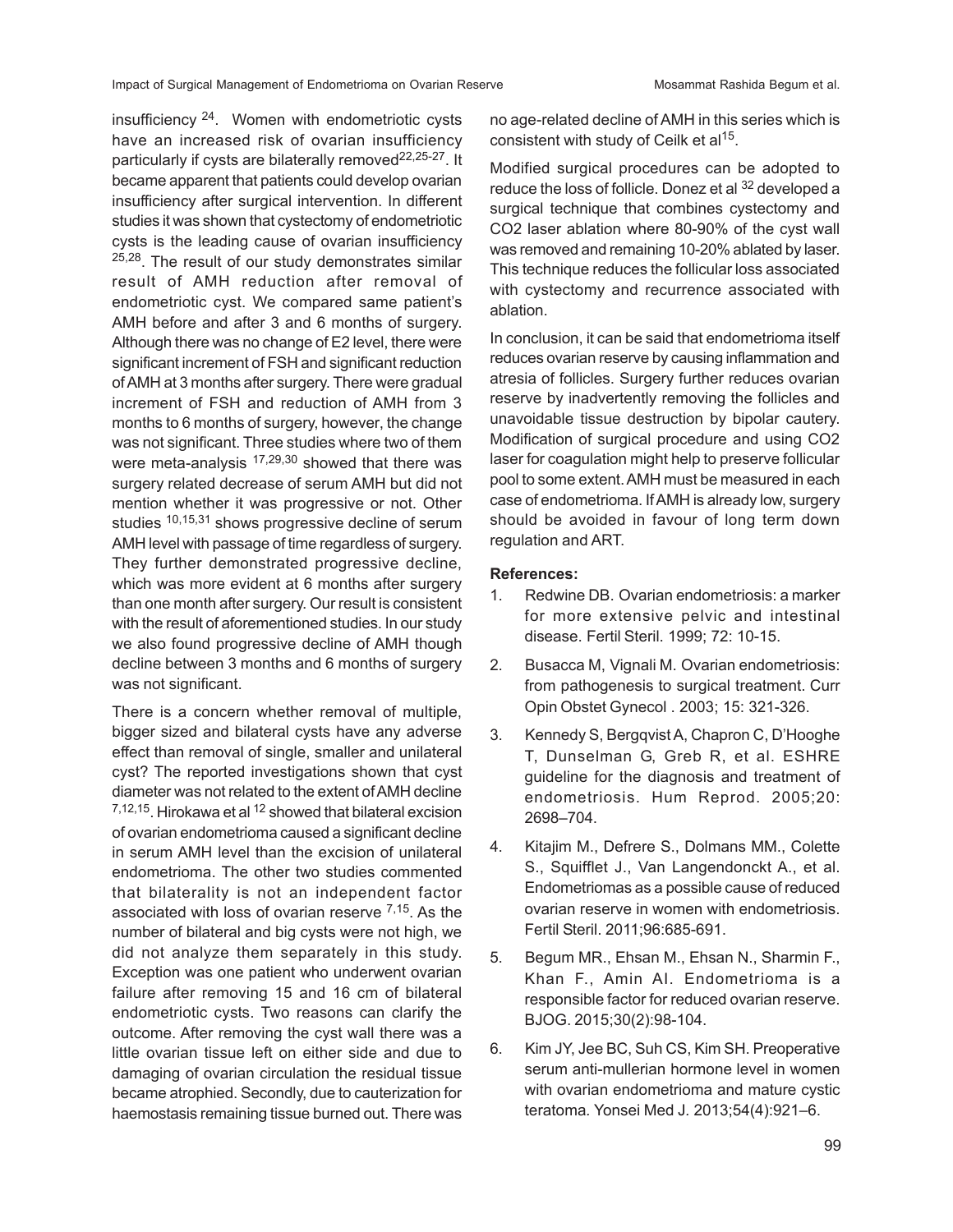insufficiency [24]. Women with endometriotic cysts have an increased risk of ovarian insufficiency particularly if cysts are bilaterally removed[22,25-27]. It became apparent that patients could develop ovarian insufficiency after surgical intervention. In different studies it was shown that cystectomy of endometriotic cysts is the leading cause of ovarian insufficiency [25,28]. The result of our study demonstrates similar result of AMH reduction after removal of endometriotic cyst. We compared same patient's AMH before and after 3 and 6 months of surgery. Although there was no change of E2 level, there were significant increment of FSH and significant reduction of AMH at 3 months after surgery. There were gradual increment of FSH and reduction of AMH from 3 months to 6 months of surgery, however, the change was not significant. Three studies where two of them were meta-analysis [17,29,30] showed that there was surgery related decrease of serum AMH but did not mention whether it was progressive or not. Other studies [10,15,31] shows progressive decline of serum AMH level with passage of time regardless of surgery. They further demonstrated progressive decline, which was more evident at 6 months after surgery than one month after surgery. Our result is consistent with the result of aforementioned studies. In our study we also found progressive decline of AMH though decline between 3 months and 6 months of surgery was not significant.

There is a concern whether removal of multiple, bigger sized and bilateral cysts have any adverse effect than removal of single, smaller and unilateral cyst? The reported investigations shown that cyst diameter was not related to the extent of AMH decline [7,12,15]. Hirokawa et al [12] showed that bilateral excision of ovarian endometrioma caused a significant decline in serum AMH level than the excision of unilateral endometrioma. The other two studies commented that bilaterality is not an independent factor associated with loss of ovarian reserve [7,15]. As the number of bilateral and big cysts were not high, we did not analyze them separately in this study. Exception was one patient who underwent ovarian failure after removing 15 and 16 cm of bilateral endometriotic cysts. Two reasons can clarify the outcome. After removing the cyst wall there was a little ovarian tissue left on either side and due to damaging of ovarian circulation the residual tissue became atrophied. Secondly, due to cauterization for haemostasis remaining tissue burned out. There was no age-related decline of AMH in this series which is consistent with study of Ceilk et al[15].

Modified surgical procedures can be adopted to reduce the loss of follicle. Donez et al [32] developed a surgical technique that combines cystectomy and $CO_2$ laser ablation where 80-90% of the cyst wall was removed and remaining 10-20% ablated by laser. This technique reduces the follicular loss associated with cystectomy and recurrence associated with ablation.

In conclusion, it can be said that endometrioma itself reduces ovarian reserve by causing inflammation and atresia of follicles. Surgery further reduces ovarian reserve by inadvertently removing the follicles and unavoidable tissue destruction by bipolar cautery. Modification of surgical procedure and using $CO_2$ laser for coagulation might help to preserve follicular pool to some extent. AMH must be measured in each case of endometrioma. If AMH is already low, surgery should be avoided in favour of long term down regulation and ART.

**References:**

1. Redwine DB. Ovarian endometriosis: a marker for more extensive pelvic and intestinal disease. Fertil Steril. 1999; 72: 10-15.
2. Busacca M, Vignali M. Ovarian endometriosis: from pathogenesis to surgical treatment. Curr Opin Obstet Gynecol . 2003; 15: 321-326.
3. Kennedy S, Bergqvist A, Chapron C, D'Hooghe T, Dunselman G, Greb R, et al. ESHRE guideline for the diagnosis and treatment of endometriosis. Hum Reprod. 2005;20: 2698–704.
4. Kitajim M., Defrere S., Dolmans MM., Colette S., Squifflet J., Van Langendonckt A., et al. Endometriomas as a possible cause of reduced ovarian reserve in women with endometriosis. Fertil Steril. 2011;96:685-691.
5. Begum MR., Ehsan M., Ehsan N., Sharmin F., Khan F., Amin AI. Endometrioma is a responsible factor for reduced ovarian reserve. BJOG. 2015;30(2):98-104.
6. Kim JY, Jee BC, Suh CS, Kim SH. Preoperative serum anti-mullerian hormone level in women with ovarian endometrioma and mature cystic teratoma. Yonsei Med J. 2013;54(4):921–6.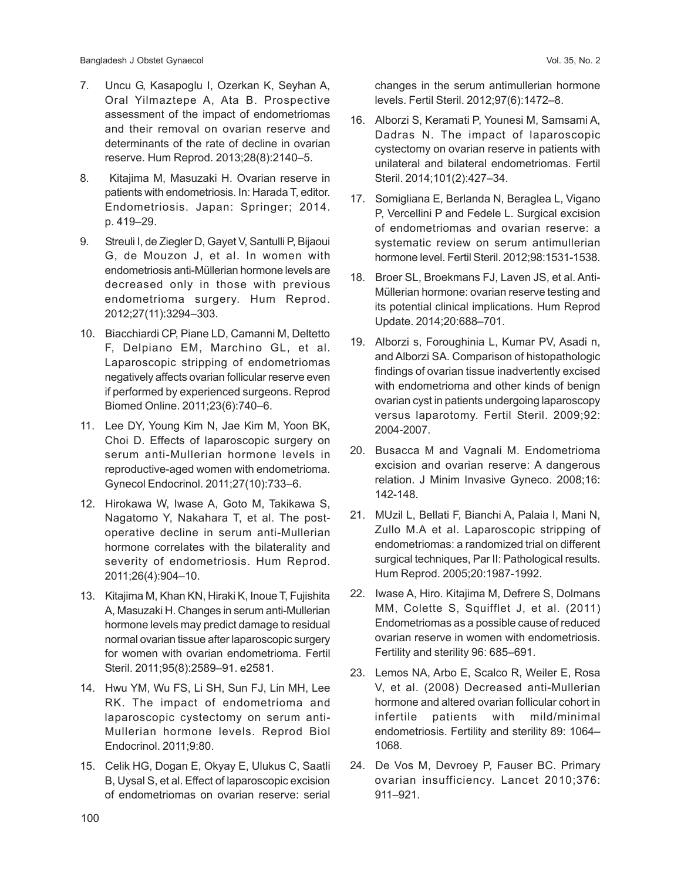7. Uncu G, Kasapoglu I, Ozerkan K, Seyhan A, Oral Yilmaztepe A, Ata B. Prospective assessment of the impact of endometriomas and their removal on ovarian reserve and determinants of the rate of decline in ovarian reserve. Hum Reprod. 2013;28(8):2140–5.

8. Kitajima M, Masuzaki H. Ovarian reserve in patients with endometriosis. In: Harada T, editor. Endometriosis. Japan: Springer; 2014. p. 419–29.

9. Streuli I, de Ziegler D, Gayet V, Santulli P, Bijaoui G, de Mouzon J, et al. In women with endometriosis anti-Müllerian hormone levels are decreased only in those with previous endometrioma surgery. Hum Reprod. 2012;27(11):3294–303.

10. Biacchiardi CP, Piane LD, Camanni M, Deltetto F, Delpiano EM, Marchino GL, et al. Laparoscopic stripping of endometriomas negatively affects ovarian follicular reserve even if performed by experienced surgeons. Reprod Biomed Online. 2011;23(6):740–6.

11. Lee DY, Young Kim N, Jae Kim M, Yoon BK, Choi D. Effects of laparoscopic surgery on serum anti-Mullerian hormone levels in reproductive-aged women with endometrioma. Gynecol Endocrinol. 2011;27(10):733–6.

12. Hirokawa W, Iwase A, Goto M, Takikawa S, Nagatomo Y, Nakahara T, et al. The post-operative decline in serum anti-Mullerian hormone correlates with the bilaterality and severity of endometriosis. Hum Reprod. 2011;26(4):904–10.

13. Kitajima M, Khan KN, Hiraki K, Inoue T, Fujishita A, Masuzaki H. Changes in serum anti-Mullerian hormone levels may predict damage to residual normal ovarian tissue after laparoscopic surgery for women with ovarian endometrioma. Fertil Steril. 2011;95(8):2589–91. e2581.

14. Hwu YM, Wu FS, Li SH, Sun FJ, Lin MH, Lee RK. The impact of endometrioma and laparoscopic cystectomy on serum anti-Mullerian hormone levels. Reprod Biol Endocrinol. 2011;9:80.

15. Celik HG, Dogan E, Okyay E, Ulukus C, Saatli B, Uysal S, et al. Effect of laparoscopic excision of endometriomas on ovarian reserve: serial changes in the serum antimullerian hormone levels. Fertil Steril. 2012;97(6):1472–8.

16. Alborzi S, Keramati P, Younesi M, Samsami A, Dadras N. The impact of laparoscopic cystectomy on ovarian reserve in patients with unilateral and bilateral endometriomas. Fertil Steril. 2014;101(2):427–34.

17. Somigliana E, Berlanda N, Beraglea L, Vigano P, Vercellini P and Fedele L. Surgical excision of endometriomas and ovarian reserve: a systematic review on serum antimullerian hormone level. Fertil Steril. 2012;98:1531-1538.

18. Broer SL, Broekmans FJ, Laven JS, et al. Anti-Müllerian hormone: ovarian reserve testing and its potential clinical implications. Hum Reprod Update. 2014;20:688–701.

19. Alborzi s, Foroughinia L, Kumar PV, Asadi n, and Alborzi SA. Comparison of histopathologic findings of ovarian tissue inadvertently excised with endometrioma and other kinds of benign ovarian cyst in patients undergoing laparoscopy versus laparotomy. Fertil Steril. 2009;92: 2004-2007.

20. Busacca M and Vagnali M. Endometrioma excision and ovarian reserve: A dangerous relation. J Minim Invasive Gyneco. 2008;16: 142-148.

21. MUzil L, Bellati F, Bianchi A, Palaia I, Mani N, Zullo M.A et al. Laparoscopic stripping of endometriomas: a randomized trial on different surgical techniques, Par II: Pathological results. Hum Reprod. 2005;20:1987-1992.

22. Iwase A, Hiro. Kitajima M, Defrere S, Dolmans MM, Colette S, Squifflet J, et al. (2011) Endometriomas as a possible cause of reduced ovarian reserve in women with endometriosis. Fertility and sterility 96: 685–691.

23. Lemos NA, Arbo E, Scalco R, Weiler E, Rosa V, et al. (2008) Decreased anti-Mullerian hormone and altered ovarian follicular cohort in infertile patients with mild/minimal endometriosis. Fertility and sterility 89: 1064–1068.

24. De Vos M, Devroey P, Fauser BC. Primary ovarian insufficiency. Lancet 2010;376: 911–921.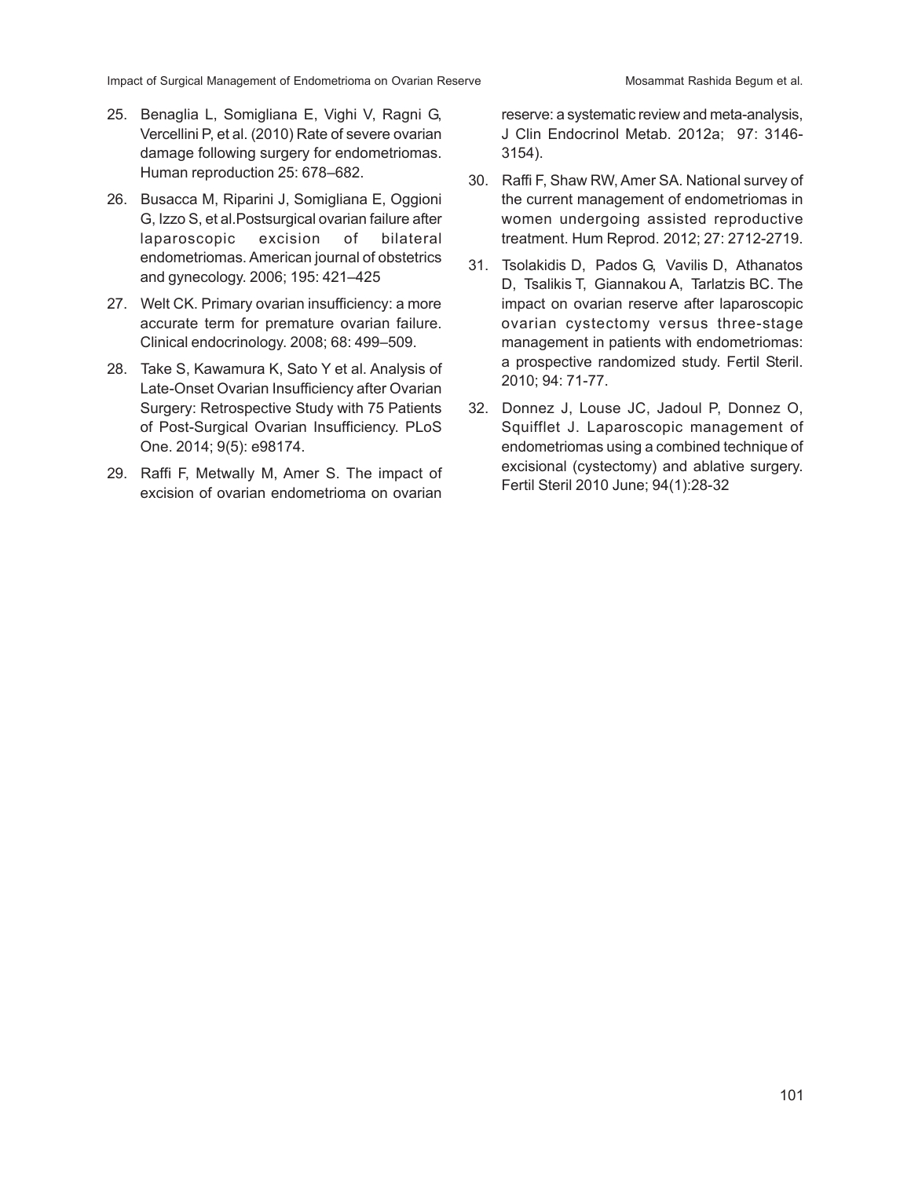25. Benaglia L, Somigliana E, Vighi V, Ragni G, Vercellini P, et al. (2010) Rate of severe ovarian damage following surgery for endometriomas. Human reproduction 25: 678–682.

26. Busacca M, Riparini J, Somigliana E, Oggioni G, Izzo S, et al.Postsurgical ovarian failure after laparoscopic excision of bilateral endometriomas. American journal of obstetrics and gynecology. 2006; 195: 421–425

27. Welt CK. Primary ovarian insufficiency: a more accurate term for premature ovarian failure. Clinical endocrinology. 2008; 68: 499–509.

28. Take S, Kawamura K, Sato Y et al. Analysis of Late-Onset Ovarian Insufficiency after Ovarian Surgery: Retrospective Study with 75 Patients of Post-Surgical Ovarian Insufficiency. PLoS One. 2014; 9(5): e98174.

29. Raffi F, Metwally M, Amer S. The impact of excision of ovarian endometrioma on ovarian reserve: a systematic review and meta-analysis, J Clin Endocrinol Metab. 2012a; 97: 3146-3154).

30. Raffi F, Shaw RW, Amer SA. National survey of the current management of endometriomas in women undergoing assisted reproductive treatment. Hum Reprod. 2012; 27: 2712-2719.

31. Tsolakidis D, Pados G, Vavilis D, Athanatos D, Tsalikis T, Giannakou A, Tarlatzis BC. The impact on ovarian reserve after laparoscopic ovarian cystectomy versus three-stage management in patients with endometriomas: a prospective randomized study. Fertil Steril. 2010; 94: 71-77.

32. Donnez J, Louse JC, Jadoul P, Donnez O, Squifflet J. Laparoscopic management of endometriomas using a combined technique of excisional (cystectomy) and ablative surgery. Fertil Steril 2010 June; 94(1):28-32